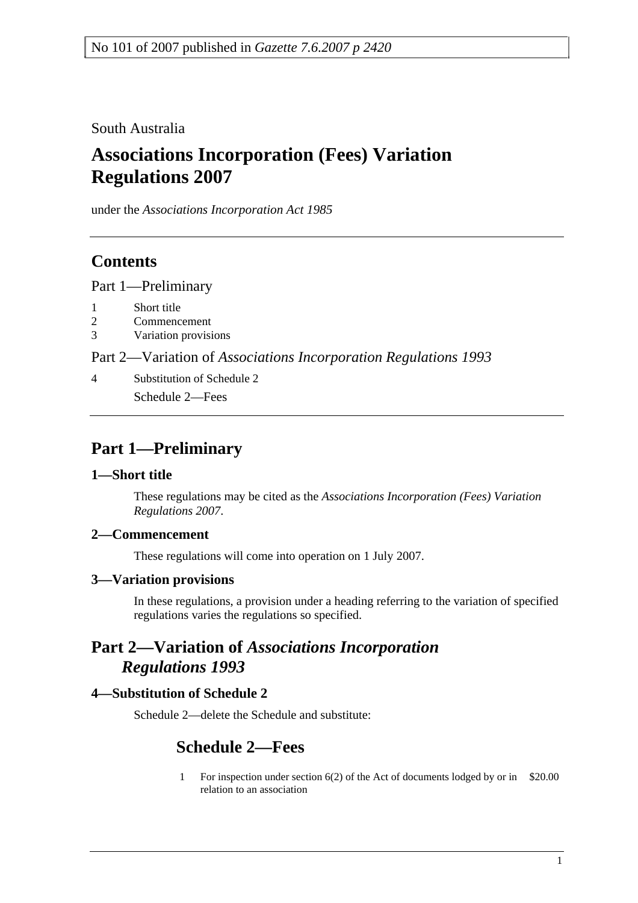No 101 of 2007 published in *Gazette 7.6.2007 p 2420*

South Australia

# Associations Incorporation (Fees) Variation Regulations 2007

under the *Associations Incorporation Act 1985*

## Contents

Part 1—Preliminary

1 Short title
2 Commencement
3 Variation provisions

Part 2—Variation of *Associations Incorporation Regulations 1993*

4 Substitution of Schedule 2
Schedule 2—Fees

## Part 1—Preliminary

### 1—Short title

These regulations may be cited as the *Associations Incorporation (Fees) Variation Regulations 2007*.

### 2—Commencement

These regulations will come into operation on 1 July 2007.

### 3—Variation provisions

In these regulations, a provision under a heading referring to the variation of specified regulations varies the regulations so specified.

## Part 2—Variation of *Associations Incorporation Regulations 1993*

### 4—Substitution of Schedule 2

Schedule 2—delete the Schedule and substitute:

## Schedule 2—Fees

| | | |
|---|---|---|
| 1 | For inspection under section 6(2) of the Act of documents lodged by or in relation to an association | $20.00 |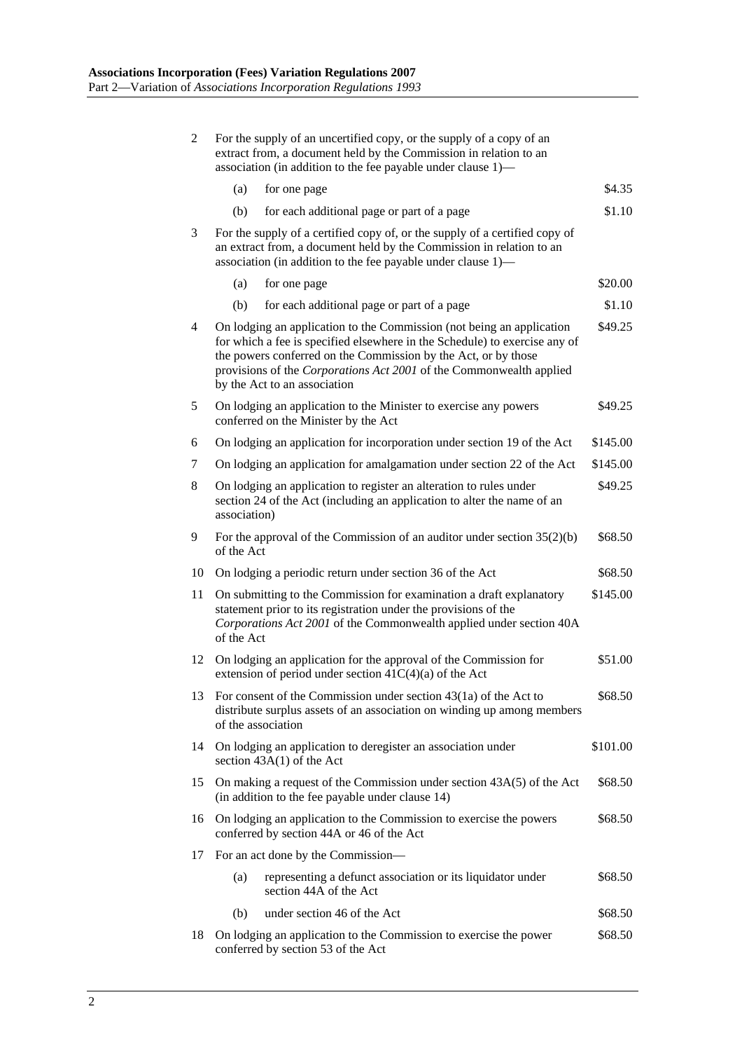| | | |
|---|---|---|
| 2 | For the supply of an uncertified copy, or the supply of a copy of an extract from, a document held by the Commission in relation to an association (in addition to the fee payable under clause 1)— | |
| | (a) for one page | $4.35 |
| | (b) for each additional page or part of a page | $1.10 |
| 3 | For the supply of a certified copy of, or the supply of a certified copy of an extract from, a document held by the Commission in relation to an association (in addition to the fee payable under clause 1)— | |
| | (a) for one page | $20.00 |
| | (b) for each additional page or part of a page | $1.10 |
| 4 | On lodging an application to the Commission (not being an application for which a fee is specified elsewhere in the Schedule) to exercise any of the powers conferred on the Commission by the Act, or by those provisions of the *Corporations Act 2001* of the Commonwealth applied by the Act to an association | $49.25 |
| 5 | On lodging an application to the Minister to exercise any powers conferred on the Minister by the Act | $49.25 |
| 6 | On lodging an application for incorporation under section 19 of the Act | $145.00 |
| 7 | On lodging an application for amalgamation under section 22 of the Act | $145.00 |
| 8 | On lodging an application to register an alteration to rules under section 24 of the Act (including an application to alter the name of an association) | $49.25 |
| 9 | For the approval of the Commission of an auditor under section 35(2)(b) of the Act | $68.50 |
| 10 | On lodging a periodic return under section 36 of the Act | $68.50 |
| 11 | On submitting to the Commission for examination a draft explanatory statement prior to its registration under the provisions of the *Corporations Act 2001* of the Commonwealth applied under section 40A of the Act | $145.00 |
| 12 | On lodging an application for the approval of the Commission for extension of period under section 41C(4)(a) of the Act | $51.00 |
| 13 | For consent of the Commission under section 43(1a) of the Act to distribute surplus assets of an association on winding up among members of the association | $68.50 |
| 14 | On lodging an application to deregister an association under section 43A(1) of the Act | $101.00 |
| 15 | On making a request of the Commission under section 43A(5) of the Act (in addition to the fee payable under clause 14) | $68.50 |
| 16 | On lodging an application to the Commission to exercise the powers conferred by section 44A or 46 of the Act | $68.50 |
| 17 | For an act done by the Commission— | |
| | (a) representing a defunct association or its liquidator under section 44A of the Act | $68.50 |
| | (b) under section 46 of the Act | $68.50 |
| 18 | On lodging an application to the Commission to exercise the power conferred by section 53 of the Act | $68.50 |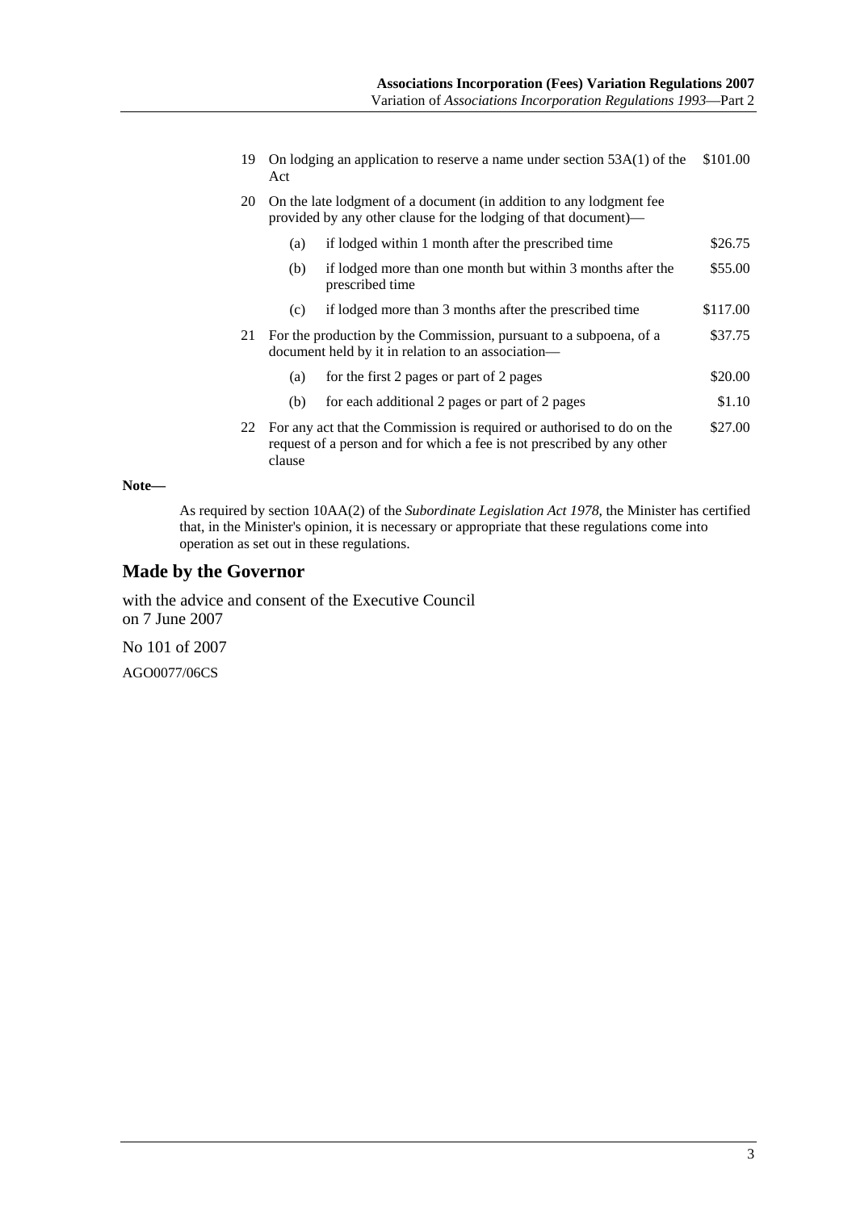| | | | |
|---|---|---|---|
| 19 | On lodging an application to reserve a name under section 53A(1) of the Act | | $101.00 |
| 20 | On the late lodgment of a document (in addition to any lodgment fee provided by any other clause for the lodging of that document)— | | |
| | (a) | if lodged within 1 month after the prescribed time | $26.75 |
| | (b) | if lodged more than one month but within 3 months after the prescribed time | $55.00 |
| | (c) | if lodged more than 3 months after the prescribed time | $117.00 |
| 21 | For the production by the Commission, pursuant to a subpoena, of a document held by it in relation to an association— | | $37.75 |
| | (a) | for the first 2 pages or part of 2 pages | $20.00 |
| | (b) | for each additional 2 pages or part of 2 pages | $1.10 |
| 22 | For any act that the Commission is required or authorised to do on the request of a person and for which a fee is not prescribed by any other clause | | $27.00 |

**Note—**

As required by section 10AA(2) of the *Subordinate Legislation Act 1978*, the Minister has certified that, in the Minister's opinion, it is necessary or appropriate that these regulations come into operation as set out in these regulations.

## Made by the Governor

with the advice and consent of the Executive Council
on 7 June 2007

No 101 of 2007

AGO0077/06CS